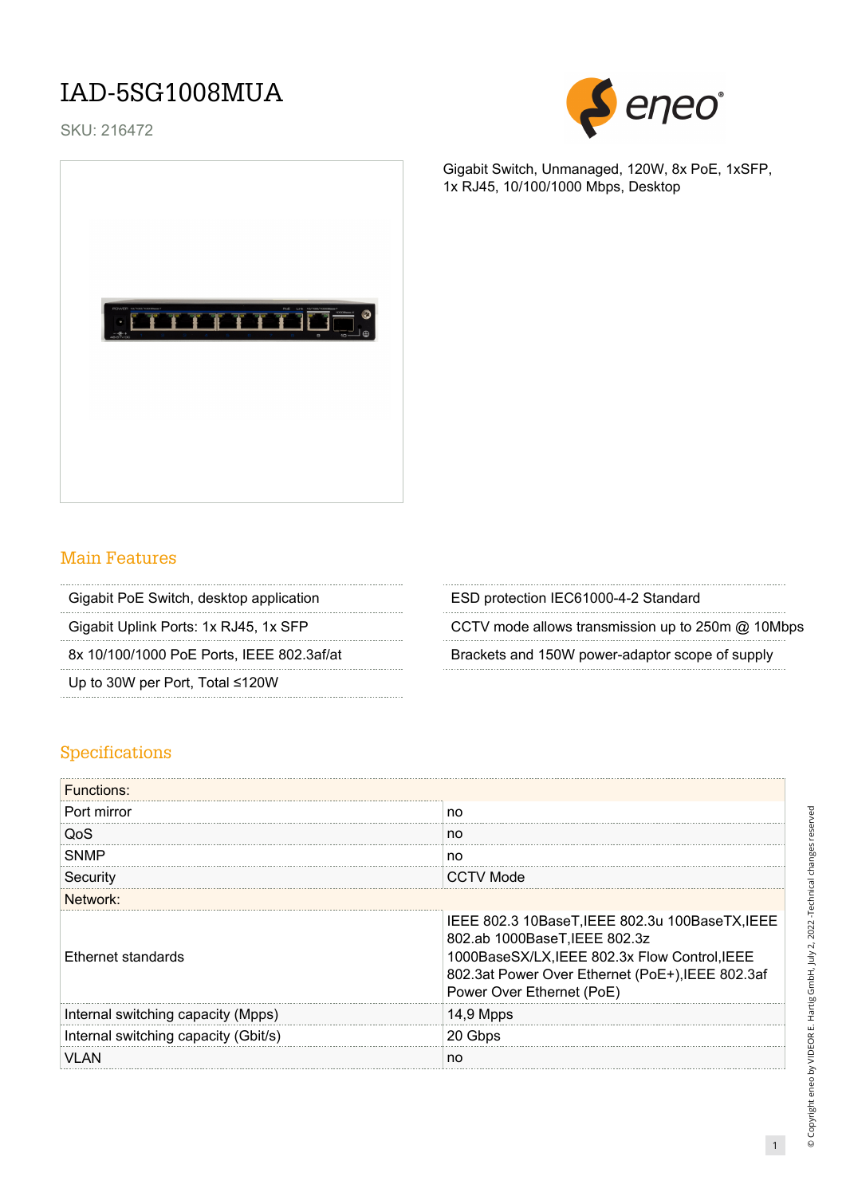# IAD-5SG1008MUA

SKU: 216472

Gigabit Switch, Unmanaged, 120W, 8x PoE, 1xSFP, 1x RJ45, 10/100/1000 Mbps, Desktop

## Main Features

- Gigabit PoE Switch, desktop application
- Gigabit Uplink Ports: 1x RJ45, 1x SFP
- 8x 10/100/1000 PoE Ports, IEEE 802.3af/at
- Up to 30W per Port, Total ≤120W
- ESD protection IEC61000-4-2 Standard
- CCTV mode allows transmission up to 250m @ 10Mbps
- Brackets and 150W power-adaptor scope of supply

## Specifications

| Functions: | |
|---|---|
| Port mirror | no |
| QoS | no |
| SNMP | no |
| Security | CCTV Mode |
| **Network:** | |
| Ethernet standards | IEEE 802.3 10BaseT,IEEE 802.3u 100BaseTX,IEEE 802.ab 1000BaseT,IEEE 802.3z 1000BaseSX/LX,IEEE 802.3x Flow Control,IEEE 802.3at Power Over Ethernet (PoE+),IEEE 802.3af Power Over Ethernet (PoE) |
| Internal switching capacity (Mpps) | 14,9 Mpps |
| Internal switching capacity (Gbit/s) | 20 Gbps |
| VLAN | no |

© Copyright eneo by VIDEOR E. Hartig GmbH, July 2, 2022 -Technical changes reserved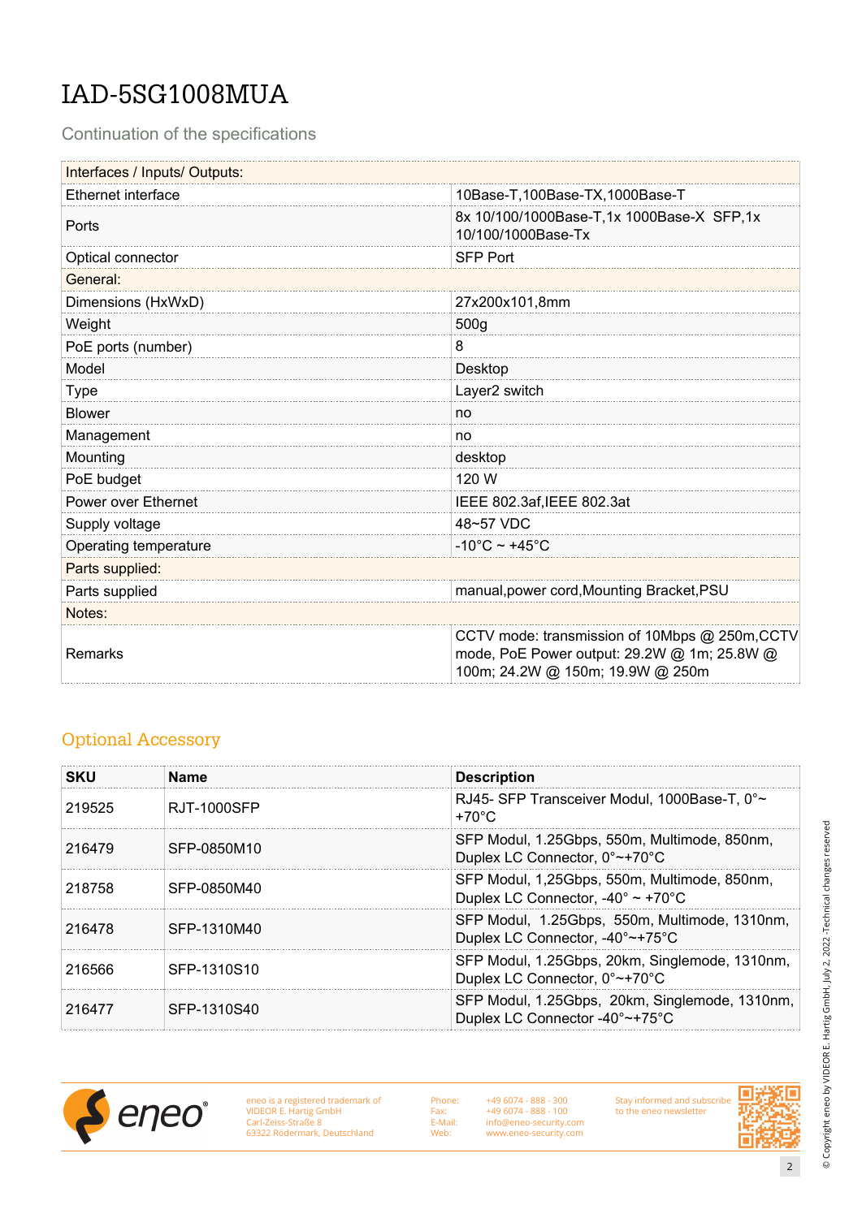# IAD-5SG1008MUA

Continuation of the specifications

| | |
|---|---|
| Interfaces / Inputs/ Outputs: | |
| Ethernet interface | 10Base-T,100Base-TX,1000Base-T |
| Ports | 8x 10/100/1000Base-T,1x 1000Base-X SFP,1x 10/100/1000Base-Tx |
| Optical connector | SFP Port |
| General: | |
| Dimensions (HxWxD) | 27x200x101,8mm |
| Weight | 500g |
| PoE ports (number) | 8 |
| Model | Desktop |
| Type | Layer2 switch |
| Blower | no |
| Management | no |
| Mounting | desktop |
| PoE budget | 120 W |
| Power over Ethernet | IEEE 802.3af,IEEE 802.3at |
| Supply voltage | 48~57 VDC |
| Operating temperature | -10°C ~ +45°C |
| Parts supplied: | |
| Parts supplied | manual,power cord,Mounting Bracket,PSU |
| Notes: | |
| Remarks | CCTV mode: transmission of 10Mbps @ 250m,CCTV mode, PoE Power output: 29.2W @ 1m; 25.8W @ 100m; 24.2W @ 150m; 19.9W @ 250m |

## Optional Accessory

| SKU | Name | Description |
|---|---|---|
| 219525 | RJT-1000SFP | RJ45- SFP Transceiver Modul, 1000Base-T, 0°~ +70°C |
| 216479 | SFP-0850M10 | SFP Modul, 1.25Gbps, 550m, Multimode, 850nm, Duplex LC Connector, 0°~+70°C |
| 218758 | SFP-0850M40 | SFP Modul, 1,25Gbps, 550m, Multimode, 850nm, Duplex LC Connector, -40° ~ +70°C |
| 216478 | SFP-1310M40 | SFP Modul, 1.25Gbps, 550m, Multimode, 1310nm, Duplex LC Connector, -40°~+75°C |
| 216566 | SFP-1310S10 | SFP Modul, 1.25Gbps, 20km, Singlemode, 1310nm, Duplex LC Connector, 0°~+70°C |
| 216477 | SFP-1310S40 | SFP Modul, 1.25Gbps, 20km, Singlemode, 1310nm, Duplex LC Connector -40°~+75°C |

eneo is a registered trademark of VIDEOR E. Hartig GmbH
Carl-Zeiss-Straße 8
63322 Rödermark, Deutschland

Phone: +49 6074 - 888 - 300
Fax: +49 6074 - 888 - 100
E-Mail: info@eneo-security.com
Web: www.eneo-security.com

Stay informed and subscribe to the eneo newsletter

© Copyright eneo by VIDEOR E. Hartig GmbH, July 2, 2022 -Technical changes reserved